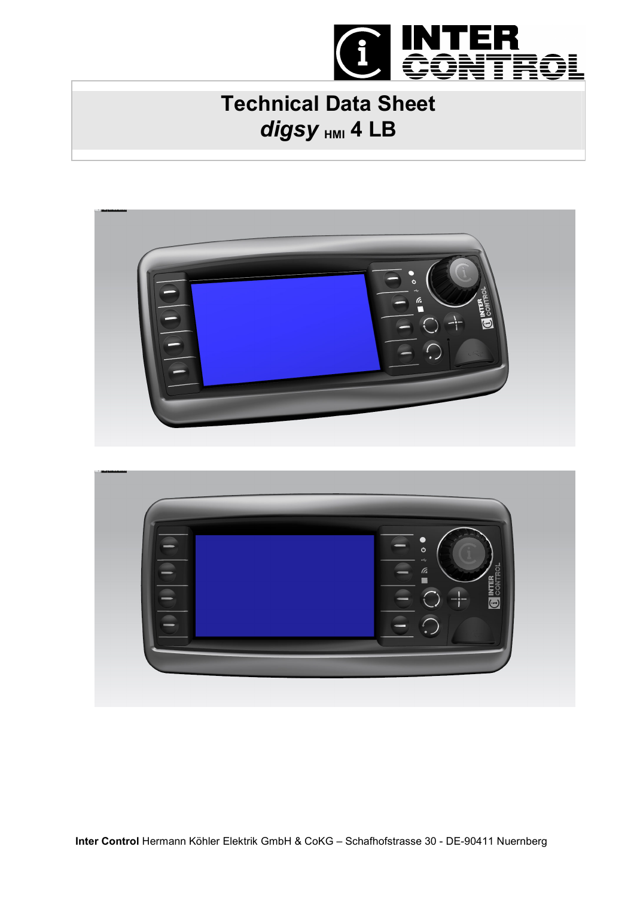# Technical Data Sheet
# *digsy* HMI 4 LB

**Inter Control** Hermann Köhler Elektrik GmbH & CoKG – Schafhofstrasse 30 - DE-90411 Nuernberg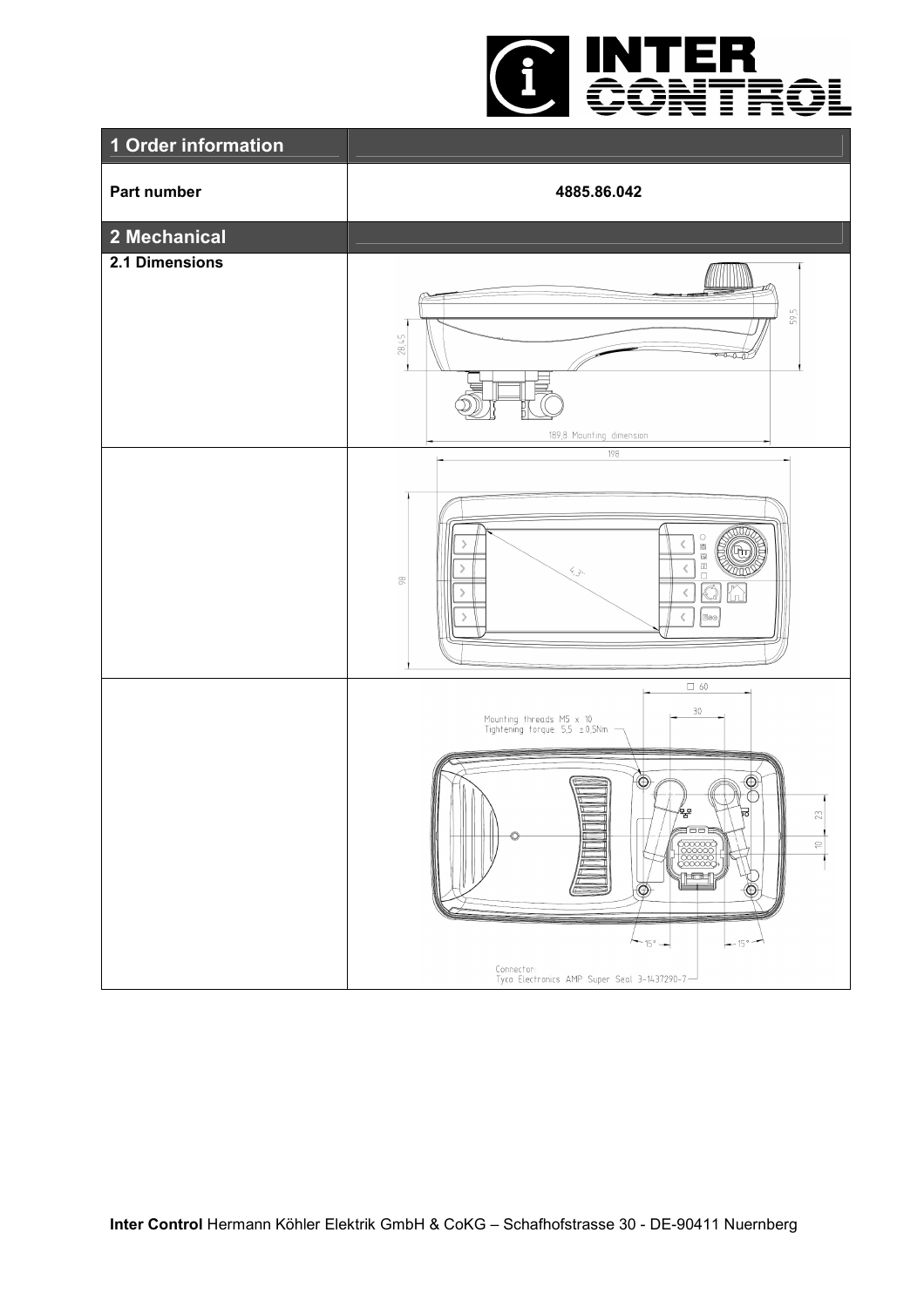| 1 Order information | |
|---|---|
| **Part number** | **4885.86.042** |

| 2 Mechanical | |
|---|---|
| **2.1 Dimensions** | 59,5<br>28,45<br>189,8 Mounting dimension |
| | 198<br>98<br>4,3" |
| | □ 60<br>30<br>Mounting threads M5 x 10<br>Tightening torque: 5,5 ±0,5Nm<br>23<br>10<br>15°<br>15°<br>Connector:<br>Tyco Electronics AMP Super Seal 3-1437290-7 |

**Inter Control** Hermann Köhler Elektrik GmbH & CoKG – Schafhofstrasse 30 - DE-90411 Nuernberg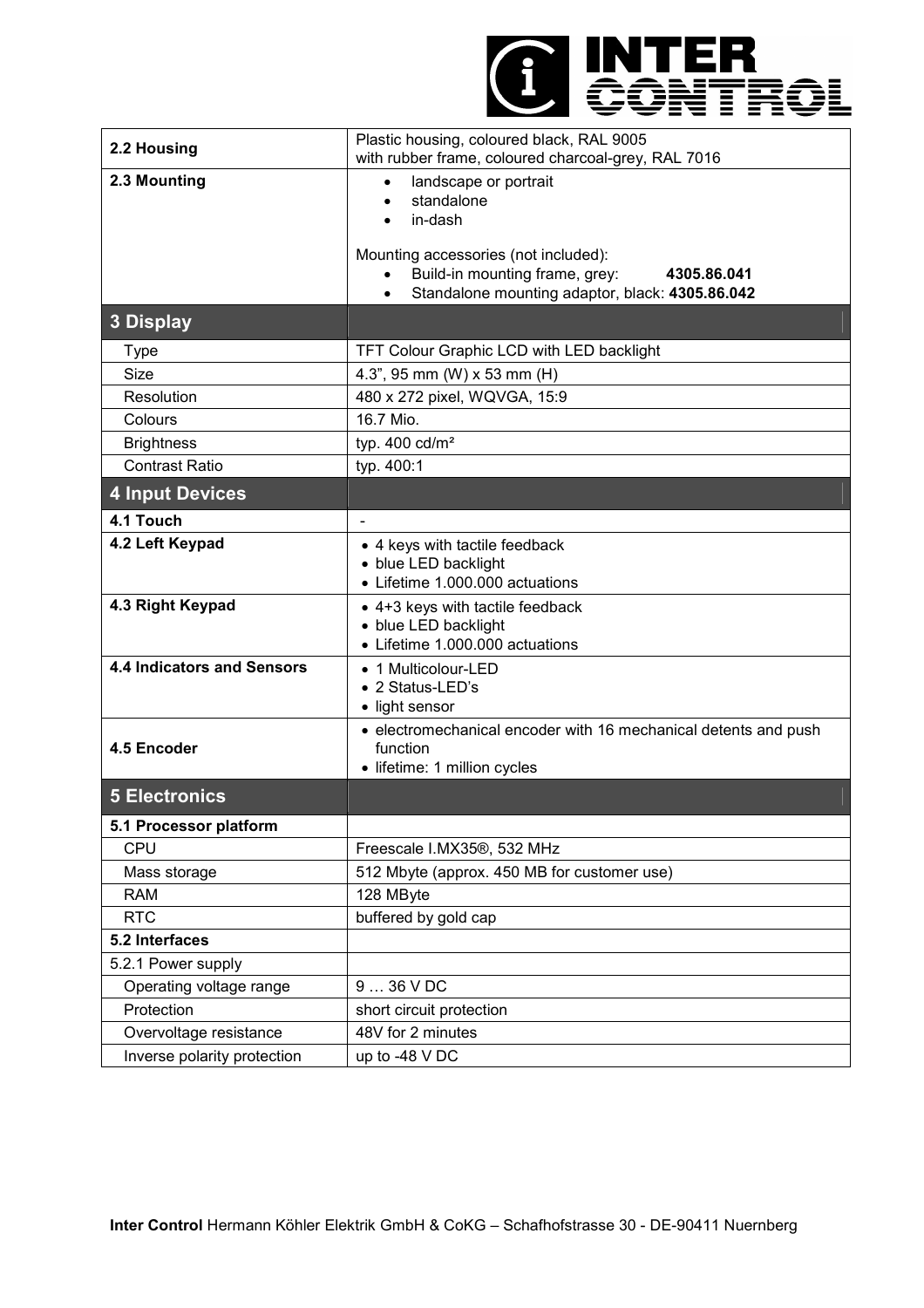| | |
|---|---|
| **2.2 Housing** | Plastic housing, coloured black, RAL 9005<br>with rubber frame, coloured charcoal-grey, RAL 7016 |
| **2.3 Mounting** | • landscape or portrait<br>• standalone<br>• in-dash<br><br>Mounting accessories (not included):<br>• Build-in mounting frame, grey: **4305.86.041**<br>• Standalone mounting adaptor, black: **4305.86.042** |
| **3 Display** | |
| Type | TFT Colour Graphic LCD with LED backlight |
| Size | 4.3”, 95 mm (W) x 53 mm (H) |
| Resolution | 480 x 272 pixel, WQVGA, 15:9 |
| Colours | 16.7 Mio. |
| Brightness | typ. 400 cd/m² |
| Contrast Ratio | typ. 400:1 |
| **4 Input Devices** | |
| **4.1 Touch** | - |
| **4.2 Left Keypad** | • 4 keys with tactile feedback<br>• blue LED backlight<br>• Lifetime 1.000.000 actuations |
| **4.3 Right Keypad** | • 4+3 keys with tactile feedback<br>• blue LED backlight<br>• Lifetime 1.000.000 actuations |
| **4.4 Indicators and Sensors** | • 1 Multicolour-LED<br>• 2 Status-LED’s<br>• light sensor |
| **4.5 Encoder** | • electromechanical encoder with 16 mechanical detents and push function<br>• lifetime: 1 million cycles |
| **5 Electronics** | |
| **5.1 Processor platform** | |
| CPU | Freescale I.MX35®, 532 MHz |
| Mass storage | 512 Mbyte (approx. 450 MB for customer use) |
| RAM | 128 MByte |
| RTC | buffered by gold cap |
| **5.2 Interfaces** | |
| 5.2.1 Power supply | |
| Operating voltage range | 9 … 36 V DC |
| Protection | short circuit protection |
| Overvoltage resistance | 48V for 2 minutes |
| Inverse polarity protection | up to -48 V DC |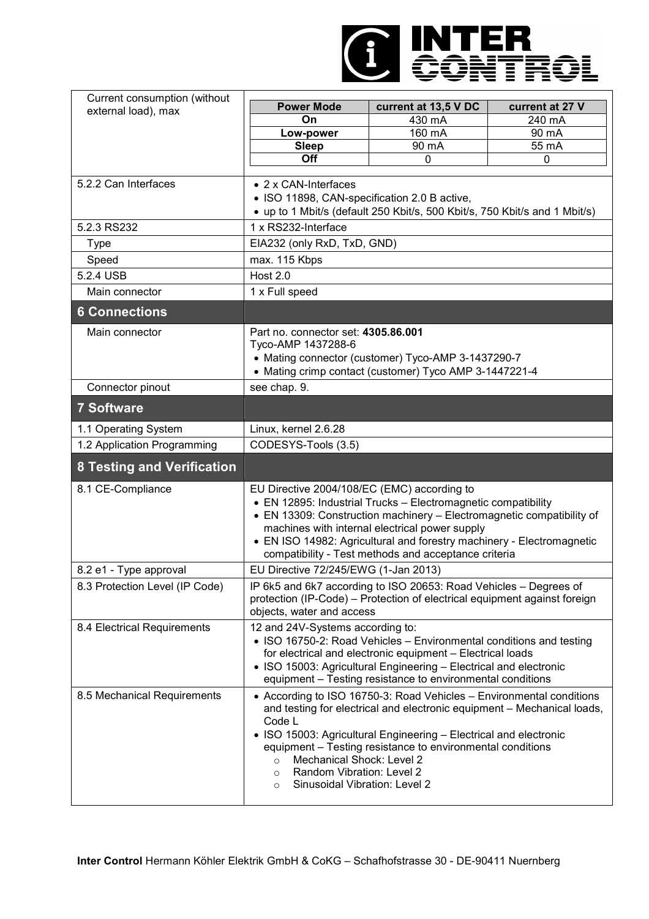| | |
|---|---|
| Current consumption (without external load), max | **Power Mode** / current at 13,5 V DC / current at 27 V:<br>**On**: 430 mA / 240 mA<br>**Low-power**: 160 mA / 90 mA<br>**Sleep**: 90 mA / 55 mA<br>**Off**: 0 / 0 |
| 5.2.2 Can Interfaces | • 2 x CAN-Interfaces<br>• ISO 11898, CAN-specification 2.0 B active,<br>• up to 1 Mbit/s (default 250 Kbit/s, 500 Kbit/s, 750 Kbit/s and 1 Mbit/s) |
| 5.2.3 RS232 | 1 x RS232-Interface |
| Type | EIA232 (only RxD, TxD, GND) |
| Speed | max. 115 Kbps |
| 5.2.4 USB | Host 2.0 |
| Main connector | 1 x Full speed |
| **6 Connections** | |
| Main connector | Part no. connector set: **4305.86.001**<br>Tyco-AMP 1437288-6<br>• Mating connector (customer) Tyco-AMP 3-1437290-7<br>• Mating crimp contact (customer) Tyco AMP 3-1447221-4 |
| Connector pinout | see chap. 9. |
| **7 Software** | |
| 1.1 Operating System | Linux, kernel 2.6.28 |
| 1.2 Application Programming | CODESYS-Tools (3.5) |
| **8 Testing and Verification** | |
| 8.1 CE-Compliance | EU Directive 2004/108/EC (EMC) according to<br>• EN 12895: Industrial Trucks – Electromagnetic compatibility<br>• EN 13309: Construction machinery – Electromagnetic compatibility of machines with internal electrical power supply<br>• EN ISO 14982: Agricultural and forestry machinery - Electromagnetic compatibility - Test methods and acceptance criteria |
| 8.2 e1 - Type approval | EU Directive 72/245/EWG (1-Jan 2013) |
| 8.3 Protection Level (IP Code) | IP 6k5 and 6k7 according to ISO 20653: Road Vehicles – Degrees of protection (IP-Code) – Protection of electrical equipment against foreign objects, water and access |
| 8.4 Electrical Requirements | 12 and 24V-Systems according to:<br>• ISO 16750-2: Road Vehicles – Environmental conditions and testing for electrical and electronic equipment – Electrical loads<br>• ISO 15003: Agricultural Engineering – Electrical and electronic equipment – Testing resistance to environmental conditions |
| 8.5 Mechanical Requirements | • According to ISO 16750-3: Road Vehicles – Environmental conditions and testing for electrical and electronic equipment – Mechanical loads, Code L<br>• ISO 15003: Agricultural Engineering – Electrical and electronic equipment – Testing resistance to environmental conditions<br>  ○ Mechanical Shock: Level 2<br>  ○ Random Vibration: Level 2<br>  ○ Sinusoidal Vibration: Level 2 |

**Inter Control** Hermann Köhler Elektrik GmbH & CoKG – Schafhofstrasse 30 - DE-90411 Nuernberg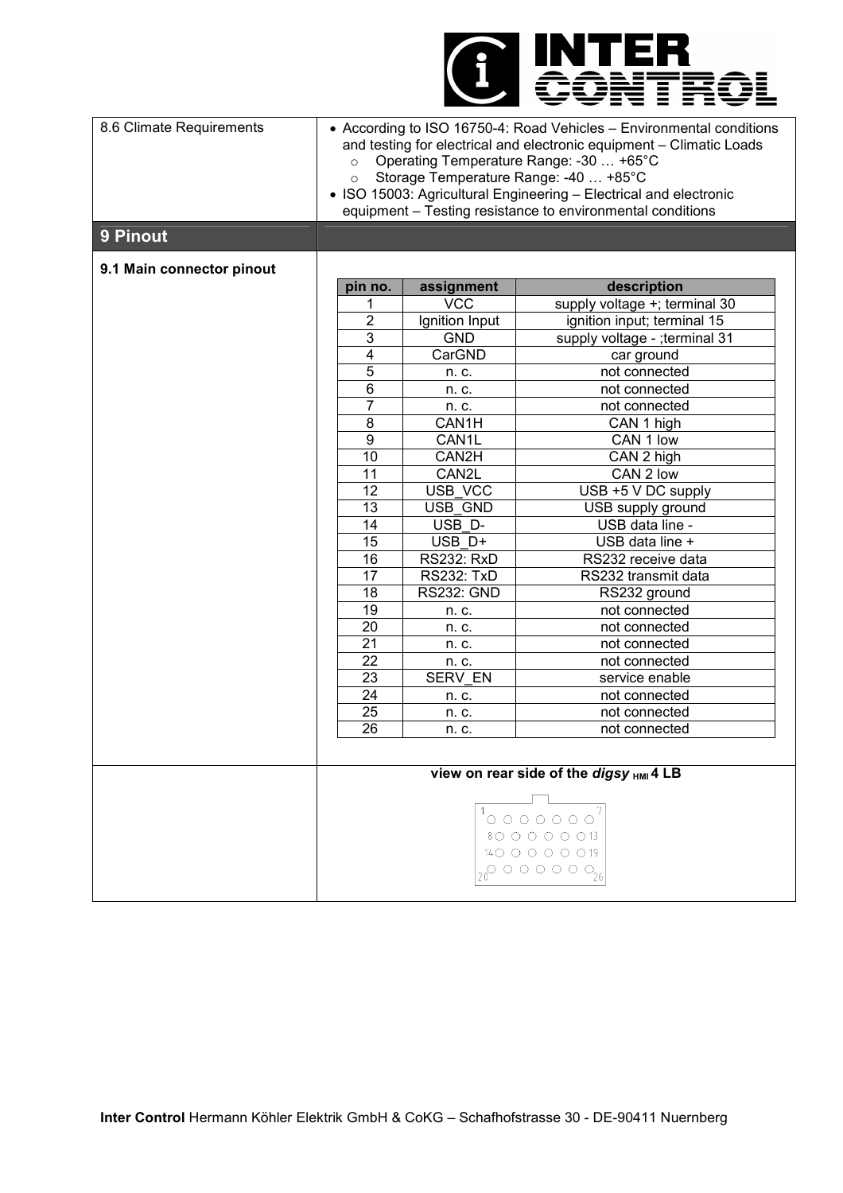## 8.6 Climate Requirements

- According to ISO 16750-4: Road Vehicles – Environmental conditions and testing for electrical and electronic equipment – Climatic Loads
  - Operating Temperature Range: -30 … +65°C
  - Storage Temperature Range: -40 … +85°C
- ISO 15003: Agricultural Engineering – Electrical and electronic equipment – Testing resistance to environmental conditions

# 9 Pinout

## 9.1 Main connector pinout

| pin no. | assignment | description |
|---|---|---|
| 1 | VCC | supply voltage +; terminal 30 |
| 2 | Ignition Input | ignition input; terminal 15 |
| 3 | GND | supply voltage - ;terminal 31 |
| 4 | CarGND | car ground |
| 5 | n. c. | not connected |
| 6 | n. c. | not connected |
| 7 | n. c. | not connected |
| 8 | CAN1H | CAN 1 high |
| 9 | CAN1L | CAN 1 low |
| 10 | CAN2H | CAN 2 high |
| 11 | CAN2L | CAN 2 low |
| 12 | USB_VCC | USB +5 V DC supply |
| 13 | USB_GND | USB supply ground |
| 14 | USB_D- | USB data line - |
| 15 | USB_D+ | USB data line + |
| 16 | RS232: RxD | RS232 receive data |
| 17 | RS232: TxD | RS232 transmit data |
| 18 | RS232: GND | RS232 ground |
| 19 | n. c. | not connected |
| 20 | n. c. | not connected |
| 21 | n. c. | not connected |
| 22 | n. c. | not connected |
| 23 | SERV_EN | service enable |
| 24 | n. c. | not connected |
| 25 | n. c. | not connected |
| 26 | n. c. | not connected |

**view on rear side of the *digsy* HMI 4 LB**

1 7
8 13
14 19
20 26

**Inter Control** Hermann Köhler Elektrik GmbH & CoKG – Schafhofstrasse 30 - DE-90411 Nuernberg